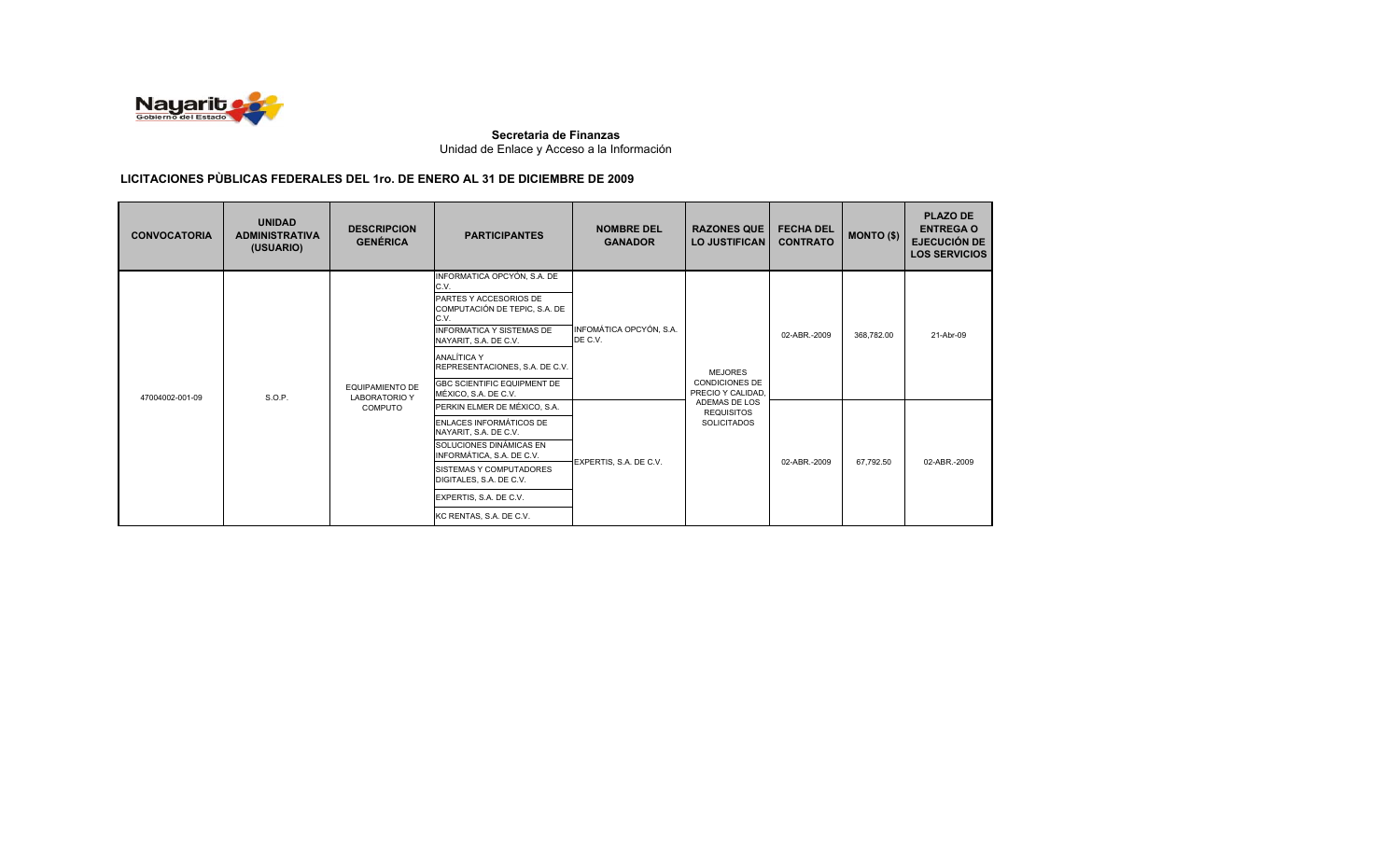Nayarit Gobierno del Estado

**Secretaria de Finanzas**

Unidad de Enlace y Acceso a la Información

## LICITACIONES PÙBLICAS FEDERALES DEL 1ro. DE ENERO AL 31 DE DICIEMBRE DE 2009

| CONVOCATORIA | UNIDAD ADMINISTRATIVA (USUARIO) | DESCRIPCION GENÉRICA | PARTICIPANTES | NOMBRE DEL GANADOR | RAZONES QUE LO JUSTIFICAN | FECHA DEL CONTRATO | MONTO ($) | PLAZO DE ENTREGA O EJECUCIÓN DE LOS SERVICIOS |
|---|---|---|---|---|---|---|---|---|
| 47004002-001-09 | S.O.P. | EQUIPAMIENTO DE LABORATORIO Y COMPUTO | INFORMATICA OPCYÓN, S.A. DE C.V. | INFOMÁTICA OPCYÓN, S.A. DE C.V. | MEJORES CONDICIONES DE PRECIO Y CALIDAD, ADEMAS DE LOS REQUISITOS SOLICITADOS | 02-ABR.-2009 | 368,782.00 | 21-Abr-09 |
| | | | PARTES Y ACCESORIOS DE COMPUTACIÓN DE TEPIC, S.A. DE C.V. | | | | | |
| | | | INFORMATICA Y SISTEMAS DE NAYARIT, S.A. DE C.V. | | | | | |
| | | | ANALÍTICA Y REPRESENTACIONES, S.A. DE C.V. | | | | | |
| | | | GBC SCIENTIFIC EQUIPMENT DE MÉXICO, S.A. DE C.V. | | | | | |
| | | | PERKIN ELMER DE MÉXICO, S.A. | EXPERTIS, S.A. DE C.V. | | 02-ABR.-2009 | 67,792.50 | 02-ABR.-2009 |
| | | | ENLACES INFORMÁTICOS DE NAYARIT, S.A. DE C.V. | | | | | |
| | | | SOLUCIONES DINÁMICAS EN INFORMÁTICA, S.A. DE C.V. | | | | | |
| | | | SISTEMAS Y COMPUTADORES DIGITALES, S.A. DE C.V. | | | | | |
| | | | EXPERTIS, S.A. DE C.V. | | | | | |
| | | | KC RENTAS, S.A. DE C.V. | | | | | |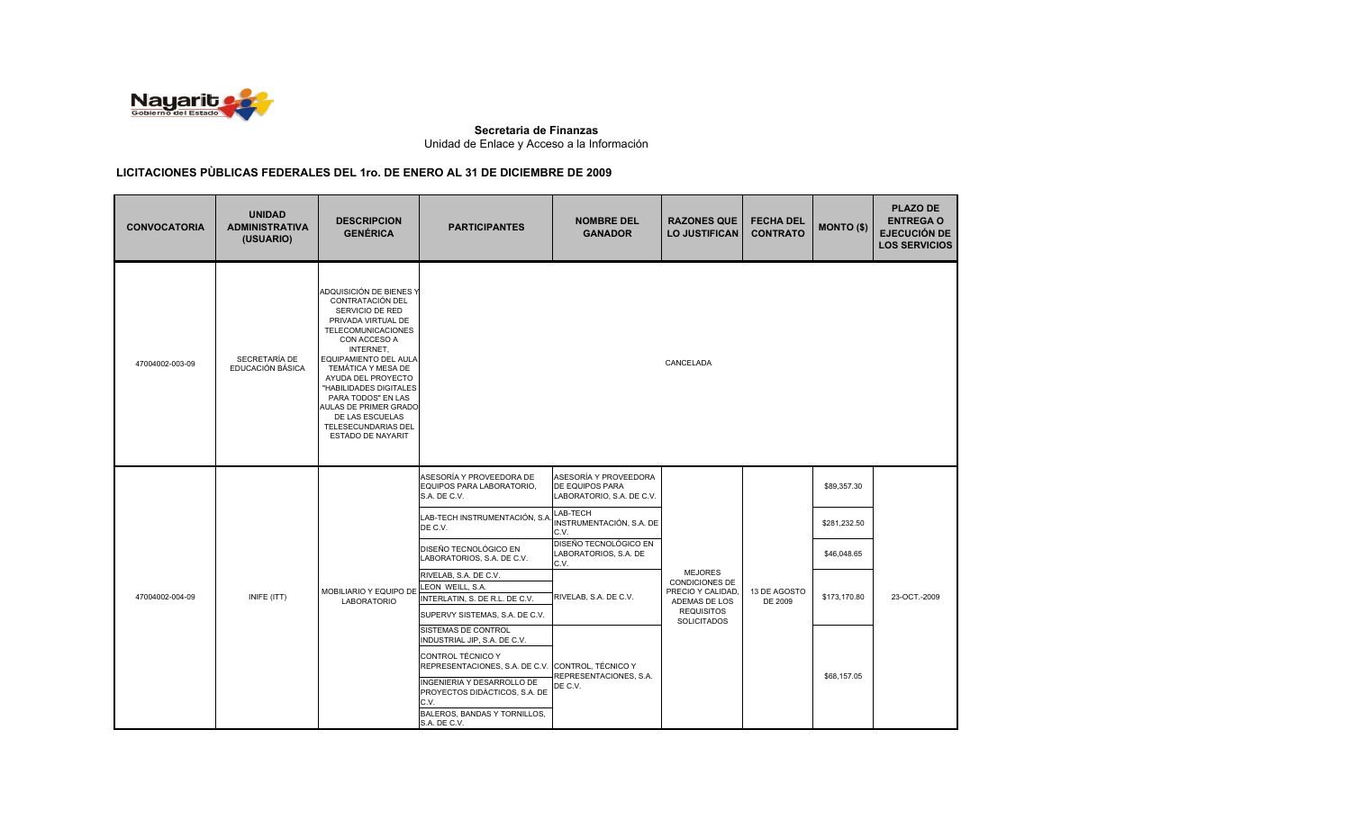**Secretaría de Finanzas**

Unidad de Enlace y Acceso a la Información

**LICITACIONES PÙBLICAS FEDERALES DEL 1ro. DE ENERO AL 31 DE DICIEMBRE DE 2009**

| CONVOCATORIA | UNIDAD ADMINISTRATIVA (USUARIO) | DESCRIPCION GENÉRICA | PARTICIPANTES | NOMBRE DEL GANADOR | RAZONES QUE LO JUSTIFICAN | FECHA DEL CONTRATO | MONTO ($) | PLAZO DE ENTREGA O EJECUCIÓN DE LOS SERVICIOS |
|---|---|---|---|---|---|---|---|---|
| 47004002-003-09 | SECRETARÍA DE EDUCACIÓN BÁSICA | ADQUISICIÓN DE BIENES Y CONTRATACIÓN DEL SERVICIO DE RED PRIVADA VIRTUAL DE TELECOMUNICACIONES CON ACCESO A INTERNET, EQUIPAMIENTO DEL AULA TEMÁTICA Y MESA DE AYUDA DEL PROYECTO "HABILIDADES DIGITALES PARA TODOS" EN LAS AULAS DE PRIMER GRADO DE LAS ESCUELAS TELESECUNDARIAS DEL ESTADO DE NAYARIT | CANCELADA | | | | | |
| 47004002-004-09 | INIFE (ITT) | MOBILIARIO Y EQUIPO DE LABORATORIO | ASESORÍA Y PROVEEDORA DE EQUIPOS PARA LABORATORIO, S.A. DE C.V. | ASESORÍA Y PROVEEDORA DE EQUIPOS PARA LABORATORIO, S.A. DE C.V. | MEJORES CONDICIONES DE PRECIO Y CALIDAD, ADEMAS DE LOS REQUISITOS SOLICITADOS | 13 DE AGOSTO DE 2009 | $89,357.30 | 23-OCT.-2009 |
| | | | LAB-TECH INSTRUMENTACIÓN, S.A. DE C.V. | LAB-TECH INSTRUMENTACIÓN, S.A. DE C.V. | | | $281,232.50 | |
| | | | DISEÑO TECNOLÓGICO EN LABORATORIOS, S.A. DE C.V. | DISEÑO TECNOLÓGICO EN LABORATORIOS, S.A. DE C.V. | | | $46,048.65 | |
| | | | RIVELAB, S.A. DE C.V. | RIVELAB, S.A. DE C.V. | | | $173,170.80 | |
| | | | LEON WEILL, S.A. | | | | | |
| | | | INTERLATIN, S. DE R.L. DE C.V. | | | | | |
| | | | SUPERVY SISTEMAS, S.A. DE C.V. | | | | | |
| | | | SISTEMAS DE CONTROL INDUSTRIAL JIP, S.A. DE C.V. | CONTROL, TÉCNICO Y REPRESENTACIONES, S.A. DE C.V. | | | $68,157.05 | |
| | | | CONTROL TÉCNICO Y REPRESENTACIONES, S.A. DE C.V. | | | | | |
| | | | INGENIERIA Y DESARROLLO DE PROYECTOS DIDÁCTICOS, S.A. DE C.V. | | | | | |
| | | | BALEROS, BANDAS Y TORNILLOS, S.A. DE C.V. | | | | | |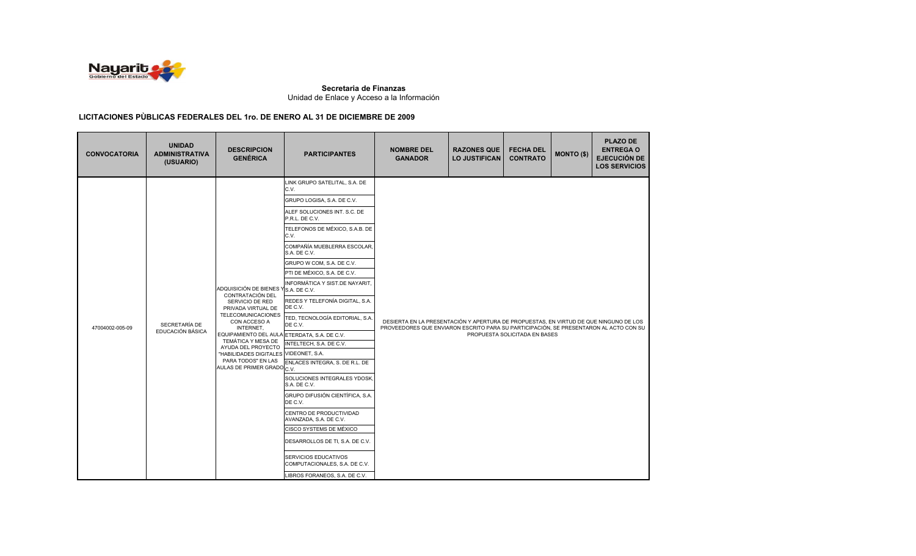**Secretaría de Finanzas**
Unidad de Enlace y Acceso a la Información

**LICITACIONES PÙBLICAS FEDERALES DEL 1ro. DE ENERO AL 31 DE DICIEMBRE DE 2009**

| CONVOCATORIA | UNIDAD ADMINISTRATIVA (USUARIO) | DESCRIPCION GENÉRICA | PARTICIPANTES | NOMBRE DEL GANADOR | RAZONES QUE LO JUSTIFICAN | FECHA DEL CONTRATO | MONTO ($) | PLAZO DE ENTREGA O EJECUCIÓN DE LOS SERVICIOS |
|---|---|---|---|---|---|---|---|---|
| 47004002-005-09 | SECRETARÍA DE EDUCACIÓN BÁSICA | ADQUISICIÓN DE BIENES Y CONTRATACIÓN DEL SERVICIO DE RED PRIVADA VIRTUAL DE TELECOMUNICACIONES CON ACCESO A INTERNET, EQUIPAMIENTO DEL AULA TEMÁTICA Y MESA DE AYUDA DEL PROYECTO "HABILIDADES DIGITALES PARA TODOS" EN LAS AULAS DE PRIMER GRADO | LINK GRUPO SATELITAL, S.A. DE C.V.<br>GRUPO LOGISA, S.A. DE C.V.<br>ALEF SOLUCIONES INT. S.C. DE P.R.L. DE C.V.<br>TELEFONOS DE MÉXICO, S.A.B. DE C.V.<br>COMPAÑÍA MUEBLERRA ESCOLAR, S.A. DE C.V.<br>GRUPO W COM, S.A. DE C.V.<br>PTI DE MÉXICO, S.A. DE C.V.<br>INFORMÁTICA Y SIST.DE NAYARIT, S.A. DE C.V.<br>REDES Y TELEFONÍA DIGITAL, S.A. DE C.V.<br>TED, TECNOLOGÍA EDITORIAL, S.A. DE C.V.<br>ETERDATA, S.A. DE C.V.<br>INTELTECH, S.A. DE C.V.<br>VIDEONET, S.A.<br>ENLACES INTEGRA, S. DE R.L. DE C.V.<br>SOLUCIONES INTEGRALES YDOSK, S.A. DE C.V.<br>GRUPO DIFUSIÓN CIENTÍFICA, S.A. DE C.V.<br>CENTRO DE PRODUCTIVIDAD AVANZADA, S.A. DE C.V.<br>CISCO SYSTEMS DE MÉXICO<br>DESARROLLOS DE TI, S.A. DE C.V.<br>SERVICIOS EDUCATIVOS COMPUTACIONALES, S.A. DE C.V.<br>LIBROS FORANEOS, S.A. DE C.V. | DESIERTA EN LA PRESENTACIÓN Y APERTURA DE PROPUESTAS, EN VIRTUD DE QUE NINGUNO DE LOS PROVEEDORES QUE ENVIARON ESCRITO PARA SU PARTICIPACIÓN, SE PRESENTARON AL ACTO CON SU PROPUESTA SOLICITADA EN BASES | | | | |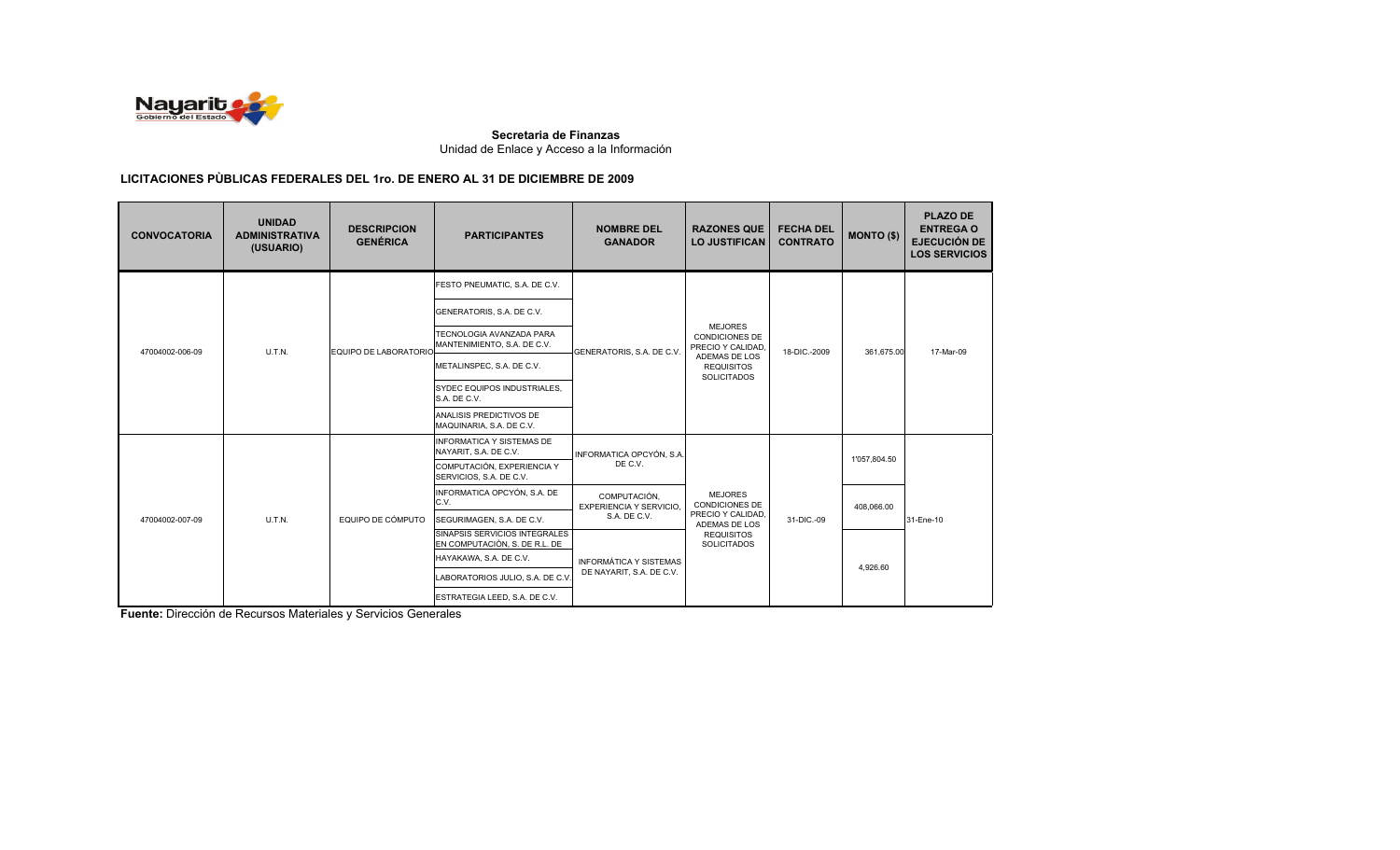**Secretaria de Finanzas**
Unidad de Enlace y Acceso a la Información

## LICITACIONES PÙBLICAS FEDERALES DEL 1ro. DE ENERO AL 31 DE DICIEMBRE DE 2009

| CONVOCATORIA | UNIDAD ADMINISTRATIVA (USUARIO) | DESCRIPCION GENÉRICA | PARTICIPANTES | NOMBRE DEL GANADOR | RAZONES QUE LO JUSTIFICAN | FECHA DEL CONTRATO | MONTO ($) | PLAZO DE ENTREGA O EJECUCIÓN DE LOS SERVICIOS |
|---|---|---|---|---|---|---|---|---|
| 47004002-006-09 | U.T.N. | EQUIPO DE LABORATORIO | FESTO PNEUMATIC, S.A. DE C.V.<br>GENERATORIS, S.A. DE C.V.<br>TECNOLOGIA AVANZADA PARA MANTENIMIENTO, S.A. DE C.V.<br>METALINSPEC, S.A. DE C.V.<br>SYDEC EQUIPOS INDUSTRIALES, S.A. DE C.V.<br>ANALISIS PREDICTIVOS DE MAQUINARIA, S.A. DE C.V. | GENERATORIS, S.A. DE C.V. | MEJORES CONDICIONES DE PRECIO Y CALIDAD, ADEMAS DE LOS REQUISITOS SOLICITADOS | 18-DIC.-2009 | 361,675.00 | 17-Mar-09 |
| 47004002-007-09 | U.T.N. | EQUIPO DE CÓMPUTO | INFORMATICA Y SISTEMAS DE NAYARIT, S.A. DE C.V.<br>COMPUTACIÓN, EXPERIENCIA Y SERVICIOS, S.A. DE C.V.<br>INFORMATICA OPCYÓN, S.A. DE C.V.<br>SEGURIMAGEN, S.A. DE C.V.<br>SINAPSIS SERVICIOS INTEGRALES EN COMPUTACIÓN, S. DE R.L. DE<br>HAYAKAWA, S.A. DE C.V.<br>LABORATORIOS JULIO, S.A. DE C.V.<br>ESTRATEGIA LEED, S.A. DE C.V. | INFORMATICA OPCYÓN, S.A. DE C.V.<br>COMPUTACIÓN, EXPERIENCIA Y SERVICIO, S.A. DE C.V.<br>INFORMÁTICA Y SISTEMAS DE NAYARIT, S.A. DE C.V. | MEJORES CONDICIONES DE PRECIO Y CALIDAD, ADEMAS DE LOS REQUISITOS SOLICITADOS | 31-DIC.-09 | 1'057,804.50<br>408,066.00<br>4,926.60 | 31-Ene-10 |

**Fuente:** Dirección de Recursos Materiales y Servicios Generales